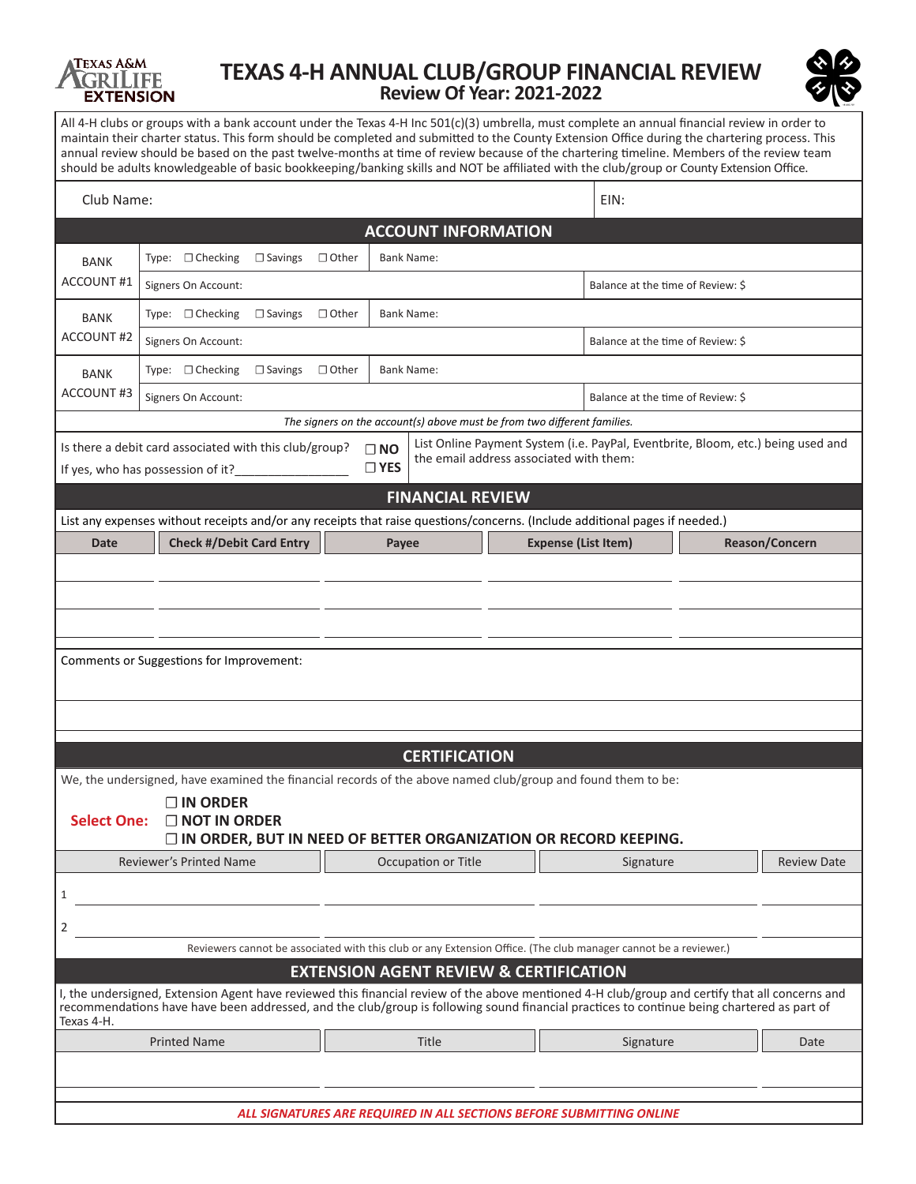TEXAS A&M AGRILIFE EXTENSION

# TEXAS 4-H ANNUAL CLUB/GROUP FINANCIAL REVIEW

## Review Of Year: 2021-2022

All 4-H clubs or groups with a bank account under the Texas 4-H Inc 501(c)(3) umbrella, must complete an annual financial review in order to maintain their charter status. This form should be completed and submitted to the County Extension Office during the chartering process. This annual review should be based on the past twelve-months at time of review because of the chartering timeline. Members of the review team should be adults knowledgeable of basic bookkeeping/banking skills and NOT be affiliated with the club/group or County Extension Office.

| Club Name: | EIN: |
|---|---|

## ACCOUNT INFORMATION

| | | | |
|---|---|---|---|
| BANK ACCOUNT #1 | Type: ☐ Checking ☐ Savings ☐ Other | Bank Name: | |
| | Signers On Account: | | Balance at the time of Review: $ |
| BANK ACCOUNT #2 | Type: ☐ Checking ☐ Savings ☐ Other | Bank Name: | |
| | Signers On Account: | | Balance at the time of Review: $ |
| BANK ACCOUNT #3 | Type: ☐ Checking ☐ Savings ☐ Other | Bank Name: | |
| | Signers On Account: | | Balance at the time of Review: $ |

*The signers on the account(s) above must be from two different families.*

Is there a debit card associated with this club/group? ☐ **NO** ☐ **YES**

If yes, who has possession of it?________________

List Online Payment System (i.e. PayPal, Eventbrite, Bloom, etc.) being used and the email address associated with them:

## FINANCIAL REVIEW

List any expenses without receipts and/or any receipts that raise questions/concerns. (Include additional pages if needed.)

| Date | Check #/Debit Card Entry | Payee | Expense (List Item) | Reason/Concern |
|---|---|---|---|---|
| | | | | |
| | | | | |
| | | | | |

Comments or Suggestions for Improvement:

## CERTIFICATION

We, the undersigned, have examined the financial records of the above named club/group and found them to be:

**Select One:**
- ☐ **IN ORDER**
- ☐ **NOT IN ORDER**
- ☐ **IN ORDER, BUT IN NEED OF BETTER ORGANIZATION OR RECORD KEEPING.**

| | Reviewer's Printed Name | Occupation or Title | Signature | Review Date |
|---|---|---|---|---|
| 1 | | | | |
| 2 | | | | |

Reviewers cannot be associated with this club or any Extension Office. (The club manager cannot be a reviewer.)

## EXTENSION AGENT REVIEW & CERTIFICATION

I, the undersigned, Extension Agent have reviewed this financial review of the above mentioned 4-H club/group and certify that all concerns and recommendations have have been addressed, and the club/group is following sound financial practices to continue being chartered as part of Texas 4-H.

| Printed Name | Title | Signature | Date |
|---|---|---|---|
| | | | |

***ALL SIGNATURES ARE REQUIRED IN ALL SECTIONS BEFORE SUBMITTING ONLINE***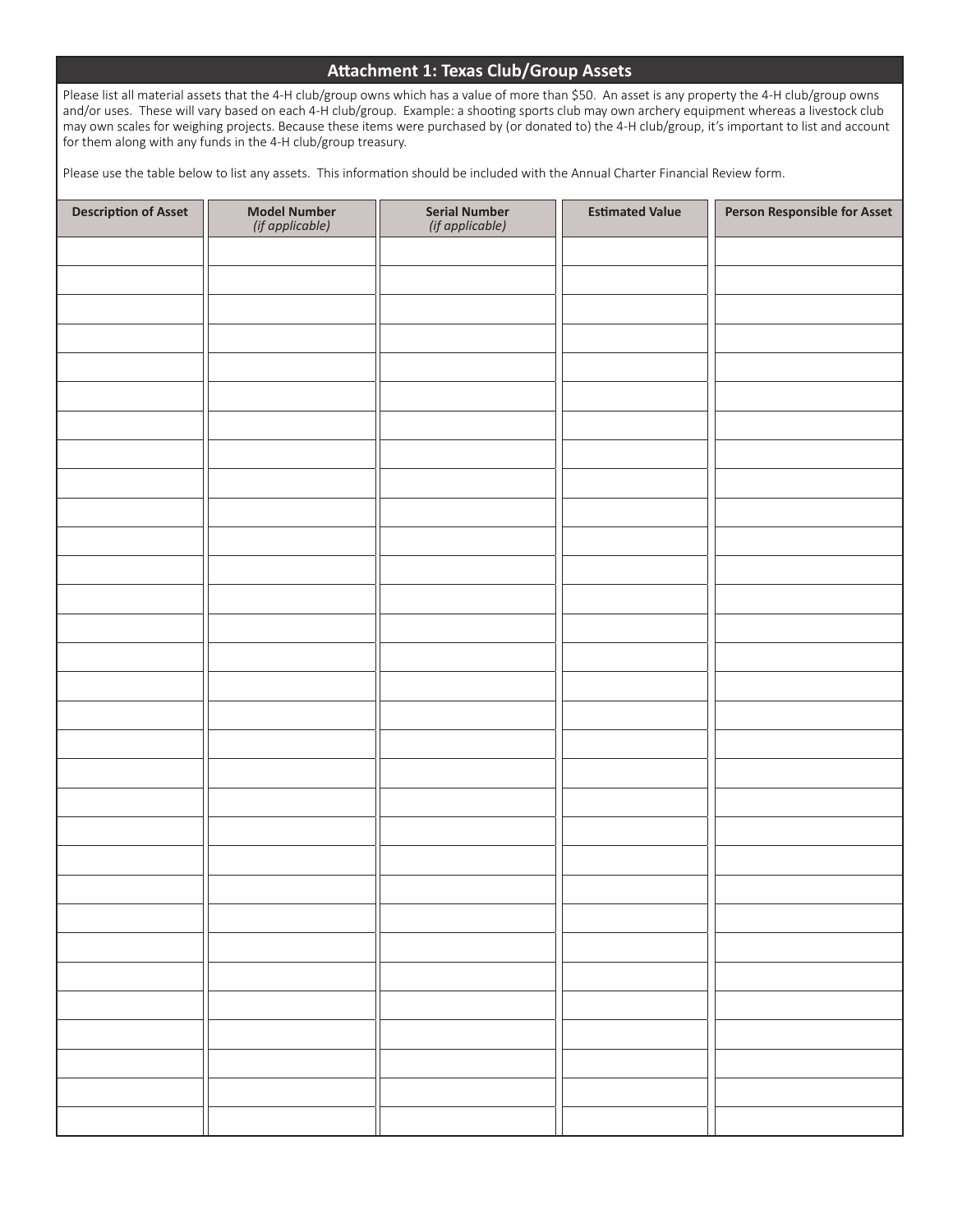## Attachment 1: Texas Club/Group Assets

Please list all material assets that the 4-H club/group owns which has a value of more than $50. An asset is any property the 4-H club/group owns and/or uses. These will vary based on each 4-H club/group. Example: a shooting sports club may own archery equipment whereas a livestock club may own scales for weighing projects. Because these items were purchased by (or donated to) the 4-H club/group, it's important to list and account for them along with any funds in the 4-H club/group treasury.

Please use the table below to list any assets. This information should be included with the Annual Charter Financial Review form.

| Description of Asset | Model Number *(if applicable)* | Serial Number *(if applicable)* | Estimated Value | Person Responsible for Asset |
|---|---|---|---|---|
| | | | | |
| | | | | |
| | | | | |
| | | | | |
| | | | | |
| | | | | |
| | | | | |
| | | | | |
| | | | | |
| | | | | |
| | | | | |
| | | | | |
| | | | | |
| | | | | |
| | | | | |
| | | | | |
| | | | | |
| | | | | |
| | | | | |
| | | | | |
| | | | | |
| | | | | |
| | | | | |
| | | | | |
| | | | | |
| | | | | |
| | | | | |
| | | | | |
| | | | | |
| | | | | |
| | | | | |